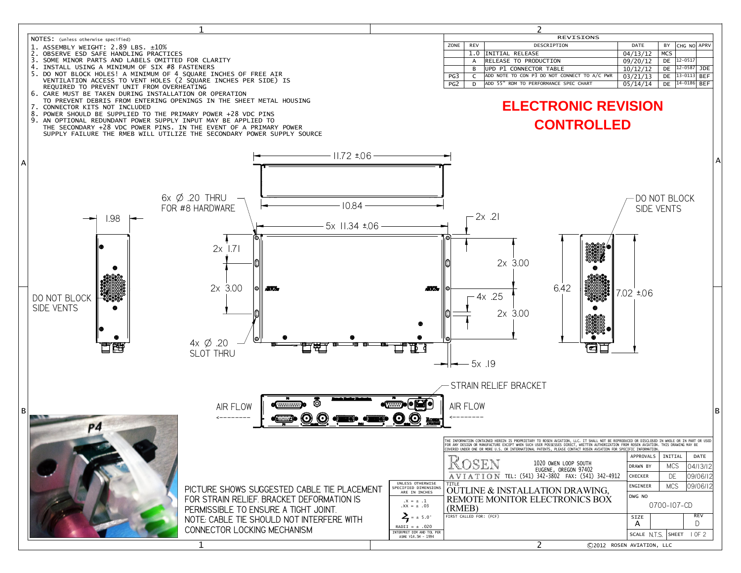NOTES: (unless otherwise specified)

1. ASSEMBLY WEIGHT: 2.89 LBS. ±10%
2. OBSERVE ESD SAFE HANDLING PRACTICES
3. SOME MINOR PARTS AND LABELS OMITTED FOR CLARITY
4. INSTALL USING A MINIMUM OF SIX #8 FASTENERS
5. DO NOT BLOCK HOLES! A MINIMUM OF 4 SQUARE INCHES OF FREE AIR VENTILATION ACCESS TO VENT HOLES (2 SQUARE INCHES PER SIDE) IS REQUIRED TO PREVENT UNIT FROM OVERHEATING
6. CARE MUST BE TAKEN DURING INSTALLATION OR OPERATION TO PREVENT DEBRIS FROM ENTERING OPENINGS IN THE SHEET METAL HOUSING
7. CONNECTOR KITS NOT INCLUDED
8. POWER SHOULD BE SUPPLIED TO THE PRIMARY POWER +28 VDC PINS
9. AN OPTIONAL REDUNDANT POWER SUPPLY INPUT MAY BE APPLIED TO THE SECONDARY +28 VDC POWER PINS. IN THE EVENT OF A PRIMARY POWER SUPPLY FAILURE THE RMEB WILL UTILIZE THE SECONDARY POWER SUPPLY SOURCE

| REVISIONS | | | | | | |
|---|---|---|---|---|---|---|
| ZONE | REV | DESCRIPTION | DATE | BY | CHG NO | APRV |
| | 1.0 | INITIAL RELEASE | 04/13/12 | MCS | | |
| | A | RELEASE TO PRODUCTION | 09/20/12 | DE | 12-0517 | |
| | B | UPD P1 CONNECTOR TABLE | 10/12/12 | DE | 12-0587 | JDE |
| PG3 | C | ADD NOTE TO CON P3 DO NOT CONNECT TO A/C PWR | 03/21/13 | DE | 13-0113 | BEF |
| PG2 | D | ADD 55" RDM TO PERFORMANCE SPEC CHART | 05/14/14 | DE | 14-0186 | BEF |

**ELECTRONIC REVISION CONTROLLED**

11.72 ±.06

6x Ø .20 THRU FOR #8 HARDWARE

10.84

1.98

5x 11.34 ±.06

2x .21

2x 1.71

2x 3.00

2x 3.00

4x .25

2x 3.00

6.42

7.02 ±.06

DO NOT BLOCK SIDE VENTS

DO NOT BLOCK SIDE VENTS

4x Ø .20 SLOT THRU

5x .19

STRAIN RELIEF BRACKET

AIR FLOW

AIR FLOW

P4

PICTURE SHOWS SUGGESTED CABLE TIE PLACEMENT FOR STRAIN RELIEF. BRACKET DEFORMATION IS PERMISSIBLE TO ENSURE A TIGHT JOINT.
NOTE: CABLE TIE SHOULD NOT INTERFERE WITH CONNECTOR LOCKING MECHANISM

THE INFORMATION CONTAINED HEREIN IS PROPRIETARY TO ROSEN AVIATION, LLC. IT SHALL NOT BE REPRODUCED OR DISCLOSED IN WHOLE OR IN PART OR USED FOR ANY DESIGN OR MANUFACTURE EXCEPT WHEN SUCH USER POSSESSES DIRECT, WRITTEN AUTHORIZATION FROM ROSEN AVIATION. THIS DRAWING MAY BE COVERED UNDER ONE OR MORE U.S. OR INTERNATIONAL PATENTS, PLEASE CONTACT ROSEN AVIATION FOR SPECIFIC INFORMATION.

ROSEN AVIATION — 1020 OWEN LOOP SOUTH, EUGENE, OREGON 97402 — TEL: (541) 342-3802 FAX: (541) 342-4912

UNLESS OTHERWISE SPECIFIED DIMENSIONS ARE IN INCHES
.X = ± .1
.XX = ± .03
∠ = ± 5.0°
RADII = ± .020
INTERPRET DIM AND TOL PER ASME Y14.5M - 1994

TITLE: OUTLINE & INSTALLATION DRAWING, REMOTE MONITOR ELECTRONICS BOX (RMEB)

FIRST CALLED FOR: (FCF)

| APPROVALS | INITIAL | DATE |
|---|---|---|
| DRAWN BY | MCS | 04/13/12 |
| CHECKER | DE | 09/06/12 |
| ENGINEER | MCS | 09/06/12 |

DWG NO: 0700-107-CD

SIZE: A — REV: D

SCALE: N.T.S. — SHEET 1 OF 2

©2012 ROSEN AVIATION, LLC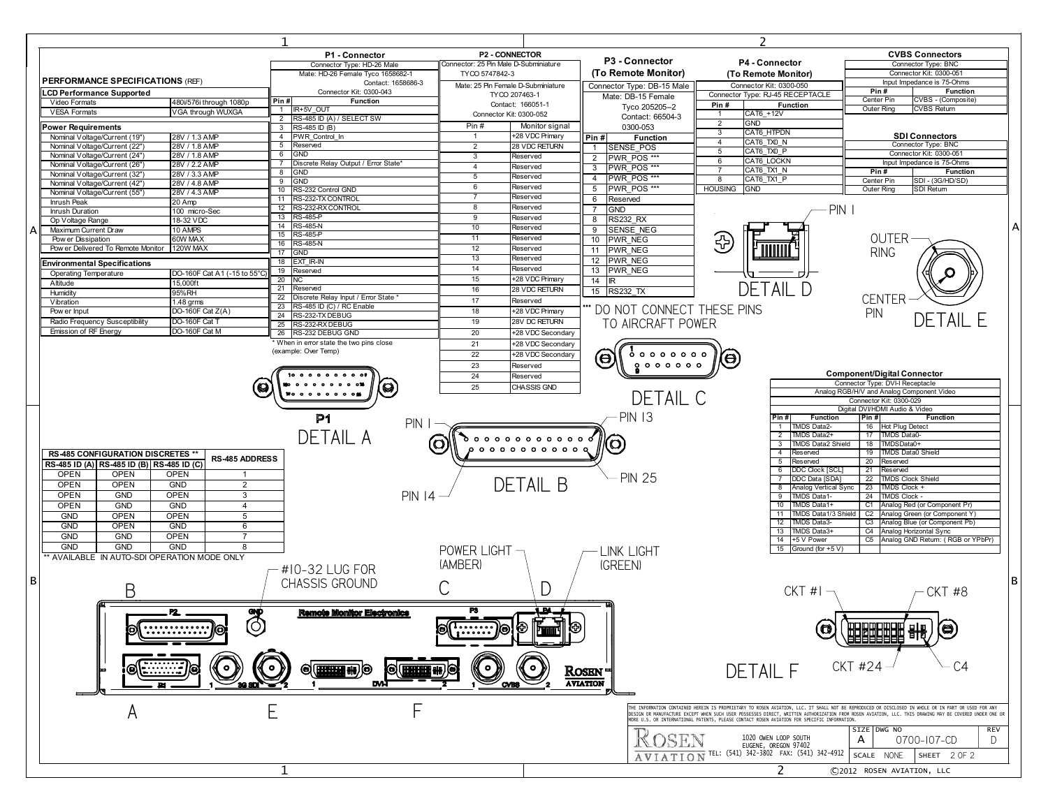## PERFORMANCE SPECIFICATIONS (REF)

| LCD Performance Supported | |
|---|---|
| Video Formats | 480i/576i through 1080p |
| VESA Formats | VGA through WUXGA |

| Power Requirements | |
|---|---|
| Nominal Voltage/Current (19") | 28V / 1.3 AMP |
| Nominal Voltage/Current (22") | 28V / 1.8 AMP |
| Nominal Voltage/Current (24") | 28V / 1.8 AMP |
| Nominal Voltage/Current (26") | 28V / 2.2 AMP |
| Nominal Voltage/Current (32") | 28V / 3.3 AMP |
| Nominal Voltage/Current (42") | 28V / 4.8 AMP |
| Nominal Voltage/Current (55") | 28V / 4.3 AMP |
| Inrush Peak | 20 Amp |
| Inrush Duration | 100 micro-Sec |
| Op Voltage Range | 18-32 VDC |
| Maximum Current Draw | 10 AMPS |
| Power Dissipation | 60W MAX |
| Power Delivered To Remote Monitor | 120W MAX |

| Environmental Specifications | |
|---|---|
| Operating Temperature | DO-160F Cat A1 (-15 to 55°C) |
| Altitude | 15,000ft |
| Humidity | 95%RH |
| Vibration | 1.48 grms |
| Power Input | DO-160F Cat Z(A) |
| Radio Frequency Susceptibility | DO-160F Cat T |
| Emission of RF Energy | DO-160F Cat M |

## P1 - Connector

Connector Type: HD-26 Male
Mate: HD-26 Female Tyco 1658682-1
Contact: 1658686-3
Connector Kit: 0300-043

| Pin # | Function |
|---|---|
| 1 | IR+5V_OUT |
| 2 | RS-485 ID (A) / SELECT SW |
| 3 | RS-485 ID (B) |
| 4 | PWR_Control_In |
| 5 | Reserved |
| 6 | GND |
| 7 | Discrete Relay Output / Error State* |
| 8 | GND |
| 9 | GND |
| 10 | RS-232 Control GND |
| 11 | RS-232-TX CONTROL |
| 12 | RS-232-RX CONTROL |
| 13 | RS-485-P |
| 14 | RS-485-N |
| 15 | RS-485-P |
| 16 | RS-485-N |
| 17 | GND |
| 18 | EXT_IR-IN |
| 19 | Reserved |
| 20 | NC |
| 21 | Reserved |
| 22 | Discrete Relay Input / Error State * |
| 23 | RS-485 ID (C) / RC Enable |
| 24 | RS-232-TX DEBUG |
| 25 | RS-232-RX DEBUG |
| 26 | RS-232 DEBUG GND |

* When in error state the two pins close (example: Over Temp)

## P2 - CONNECTOR

Connector: 25 Pin Male D-Subminiature
TYCO 5747842-3
Mate: 25 Pin Female D-Subminiature
TYCO 207463-1
Contact: 166051-1
Connector Kit: 0300-052

| Pin # | Monitor signal |
|---|---|
| 1 | +28 VDC Primary |
| 2 | 28 VDC RETURN |
| 3 | Reserved |
| 4 | Reserved |
| 5 | Reserved |
| 6 | Reserved |
| 7 | Reserved |
| 8 | Reserved |
| 9 | Reserved |
| 10 | Reserved |
| 11 | Reserved |
| 12 | Reserved |
| 13 | Reserved |
| 14 | Reserved |
| 15 | +28 VDC Primary |
| 16 | 28 VDC RETURN |
| 17 | Reserved |
| 18 | +28 VDC Primary |
| 19 | 28V DC RETURN |
| 20 | +28 VDC Secondary |
| 21 | +28 VDC Secondary |
| 22 | +28 VDC Secondary |
| 23 | Reserved |
| 24 | Reserved |
| 25 | CHASSIS GND |

## P3 - Connector (To Remote Monitor)

Connector Type: DB-15 Male
Mate: DB-15 Female
Tyco 205205–2
Contact: 66504-3
0300-053

| Pin # | Function |
|---|---|
| 1 | SENSE_POS |
| 2 | PWR_POS *** |
| 3 | PWR_POS *** |
| 4 | PWR_POS *** |
| 5 | PWR_POS *** |
| 6 | Reserved |
| 7 | GND |
| 8 | RS232_RX |
| 9 | SENSE_NEG |
| 10 | PWR_NEG |
| 11 | PWR_NEG |
| 12 | PWR_NEG |
| 13 | PWR_NEG |
| 14 | IR |
| 15 | RS232_TX |

*** DO NOT CONNECT THESE PINS TO AIRCRAFT POWER

## P4 - Connector (To Remote Monitor)

Connector Kit: 0300-050
Connector Type: RJ-45 RECEPTACLE

| Pin # | Function |
|---|---|
| 1 | CAT6_+12V |
| 2 | GND |
| 3 | CAT6_HTPDN |
| 4 | CAT6_TX0_N |
| 5 | CAT6_TX0_P |
| 6 | CAT6_LOCKN |
| 7 | CAT6_TX1_N |
| 8 | CAT6_TX1_P |
| HOUSING | GND |

## CVBS Connectors

Connector Type: BNC
Connector Kit: 0300-051
Input Impedance is 75-Ohms

| Pin # | Function |
|---|---|
| Center Pin | CVBS - (Composite) |
| Outer Ring | CVBS Return |

## SDI Connectors

Connector Type: BNC
Connector Kit: 0300-051
Input Impedance is 75-Ohms

| Pin # | Function |
|---|---|
| Center Pin | SDI - (3G/HD/SD) |
| Outer Ring | SDI Return |

PIN 1

DETAIL D

OUTER RING

CENTER PIN

DETAIL E

DETAIL C

P1

DETAIL A

PIN 1

PIN 13

DETAIL B

PIN 14

PIN 25

## Component/Digital Connector

Connector Type: DVI-I Receptacle
Analog RGB/H/V and Analog Component Video
Connector Kit: 0300-029
Digital DVI/HDMI Audio & Video

| Pin # | Function | Pin # | Function |
|---|---|---|---|
| 1 | TMDS Data2- | 16 | Hot Plug Detect |
| 2 | TMDS Data2+ | 17 | TMDS Data0- |
| 3 | TMDS Data2 Shield | 18 | TMDSData0+ |
| 4 | Reserved | 19 | TMDS Data0 Shield |
| 5 | Reserved | 20 | Reserved |
| 6 | DDC Clock [SCL] | 21 | Reserved |
| 7 | DDC Data [SDA] | 22 | TMDS Clock Shield |
| 8 | Analog Vertical Sync | 23 | TMDS Clock + |
| 9 | TMDS Data1- | 24 | TMDS Clock - |
| 10 | TMDS Data1+ | C1 | Analog Red (or Component Pr) |
| 11 | TMDS Data1/3 Shield | C2 | Analog Green (or Component Y) |
| 12 | TMDS Data3- | C3 | Analog Blue (or Component Pb) |
| 13 | TMDS Data3+ | C4 | Analog Horizontal Sync |
| 14 | +5 V Power | C5 | Analog GND Return: ( RGB or YPbPr) |
| 15 | Ground (for +5 V) | | |

## RS-485 CONFIGURATION DISCRETES **

| RS-485 ID (A) | RS-485 ID (B) | RS-485 ID (C) | RS-485 ADDRESS |
|---|---|---|---|
| OPEN | OPEN | OPEN | 1 |
| OPEN | OPEN | GND | 2 |
| OPEN | GND | OPEN | 3 |
| OPEN | GND | GND | 4 |
| GND | OPEN | OPEN | 5 |
| GND | OPEN | GND | 6 |
| GND | GND | OPEN | 7 |
| GND | GND | GND | 8 |

** AVAILABLE IN AUTO-SDI OPERATION MODE ONLY

#10-32 LUG FOR CHASSIS GROUND

POWER LIGHT (AMBER)

LINK LIGHT (GREEN)

B C D

Remote Monitor Electronics

P2 GND P3 P4

J1 1 3G SDI 2 1 DVI-I 2 1 CVBS 2

ROSEN AVIATION

A E F

CKT #1 CKT #8

CKT #24 C4

DETAIL F

THE INFORMATION CONTAINED HEREIN IS PROPRIETARY TO ROSEN AVIATION, LLC. IT SHALL NOT BE REPRODUCED OR DISCLOSED IN WHOLE OR IN PART OR USED FOR ANY DESIGN OR MANUFACTURE EXCEPT WHEN SUCH USER POSSESSES DIRECT, WRITTEN AUTHORIZATION FROM ROSEN AVIATION, LLC. THIS DRAWING MAY BE COVERED UNDER ONE OR MORE U.S. OR INTERNATIONAL PATENTS, PLEASE CONTACT ROSEN AVIATION FOR SPECIFIC INFORMATION.

ROSEN AVIATION
1020 OWEN LOOP SOUTH
EUGENE, OREGON 97402
TEL: (541) 342-3802 FAX: (541) 342-4912

| SIZE | DWG NO | REV |
|---|---|---|
| A | 0700-107-CD | D |
| SCALE NONE | SHEET 2 OF 2 | |

©2012 ROSEN AVIATION, LLC